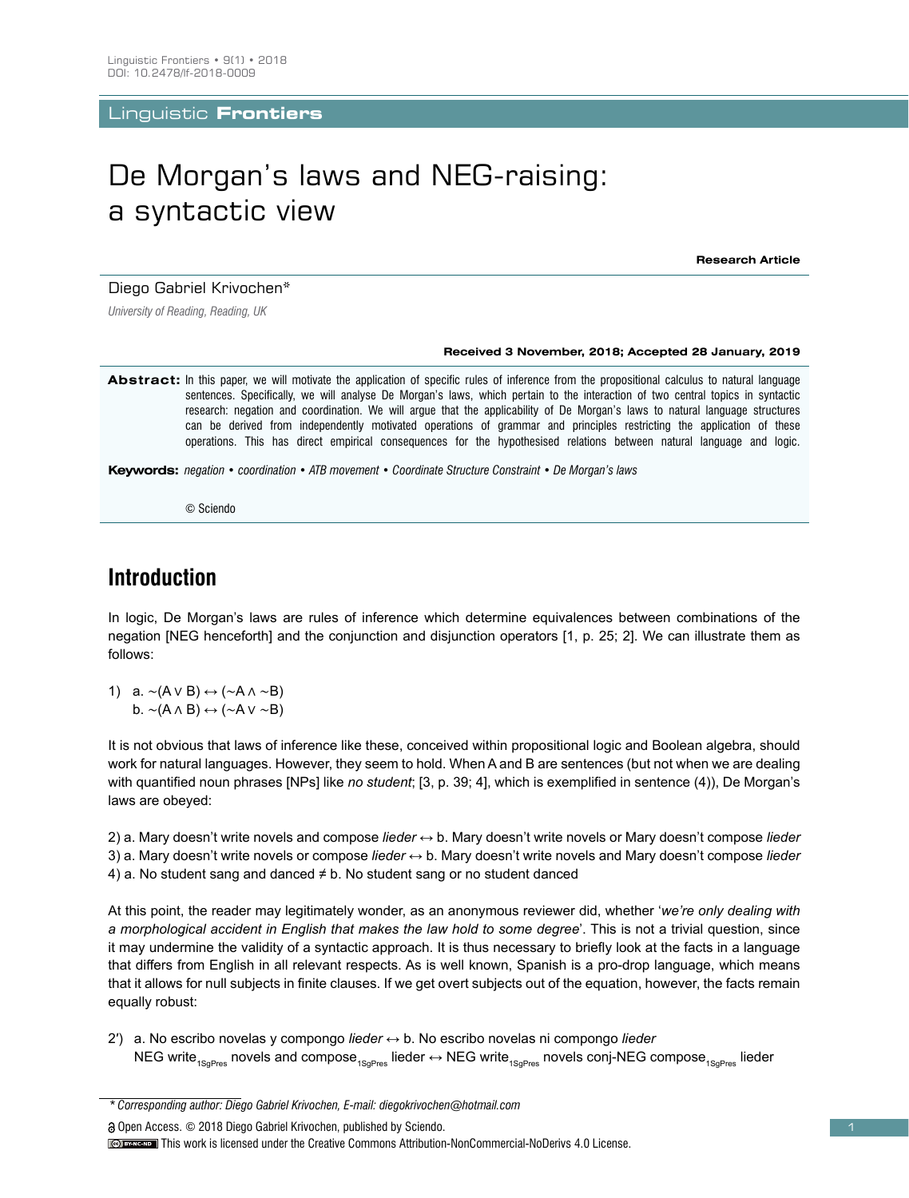Linguistic Frontiers • 9(1) • 2018
DOI: 10.2478/lf-2018-0009

Linguistic **Frontiers**

# De Morgan's laws and NEG-raising: a syntactic view

**Research Article**

Diego Gabriel Krivochen*

*University of Reading, Reading, UK*

**Received 3 November, 2018; Accepted 28 January, 2019**

**Abstract:** In this paper, we will motivate the application of specific rules of inference from the propositional calculus to natural language sentences. Specifically, we will analyse De Morgan's laws, which pertain to the interaction of two central topics in syntactic research: negation and coordination. We will argue that the applicability of De Morgan's laws to natural language structures can be derived from independently motivated operations of grammar and principles restricting the application of these operations. This has direct empirical consequences for the hypothesised relations between natural language and logic.

**Keywords:** *negation • coordination • ATB movement • Coordinate Structure Constraint • De Morgan's laws*

© Sciendo

## Introduction

In logic, De Morgan's laws are rules of inference which determine equivalences between combinations of the negation [NEG henceforth] and the conjunction and disjunction operators [1, p. 25; 2]. We can illustrate them as follows:

1) a. $\sim(A \vee B) \leftrightarrow (\sim A \wedge \sim B)$
   b. $\sim(A \wedge B) \leftrightarrow (\sim A \vee \sim B)$

It is not obvious that laws of inference like these, conceived within propositional logic and Boolean algebra, should work for natural languages. However, they seem to hold. When A and B are sentences (but not when we are dealing with quantified noun phrases [NPs] like *no student*; [3, p. 39; 4], which is exemplified in sentence (4)), De Morgan's laws are obeyed:

2) a. Mary doesn't write novels and compose *lieder* ↔ b. Mary doesn't write novels or Mary doesn't compose *lieder*
3) a. Mary doesn't write novels or compose *lieder* ↔ b. Mary doesn't write novels and Mary doesn't compose *lieder*
4) a. No student sang and danced ≠ b. No student sang or no student danced

At this point, the reader may legitimately wonder, as an anonymous reviewer did, whether '*we're only dealing with a morphological accident in English that makes the law hold to some degree*'. This is not a trivial question, since it may undermine the validity of a syntactic approach. It is thus necessary to briefly look at the facts in a language that differs from English in all relevant respects. As is well known, Spanish is a pro-drop language, which means that it allows for null subjects in finite clauses. If we get overt subjects out of the equation, however, the facts remain equally robust:

2′) a. No escribo novelas y compongo *lieder* ↔ b. No escribo novelas ni compongo *lieder*
    NEG write$_{1SgPres}$ novels and compose$_{1SgPres}$ lieder ↔ NEG write$_{1SgPres}$ novels conj-NEG compose$_{1SgPres}$ lieder

---

*\* Corresponding author: Diego Gabriel Krivochen, E-mail: diegokrivochen@hotmail.com*

Open Access. © 2018 Diego Gabriel Krivochen, published by Sciendo.
This work is licensed under the Creative Commons Attribution-NonCommercial-NoDerivs 4.0 License.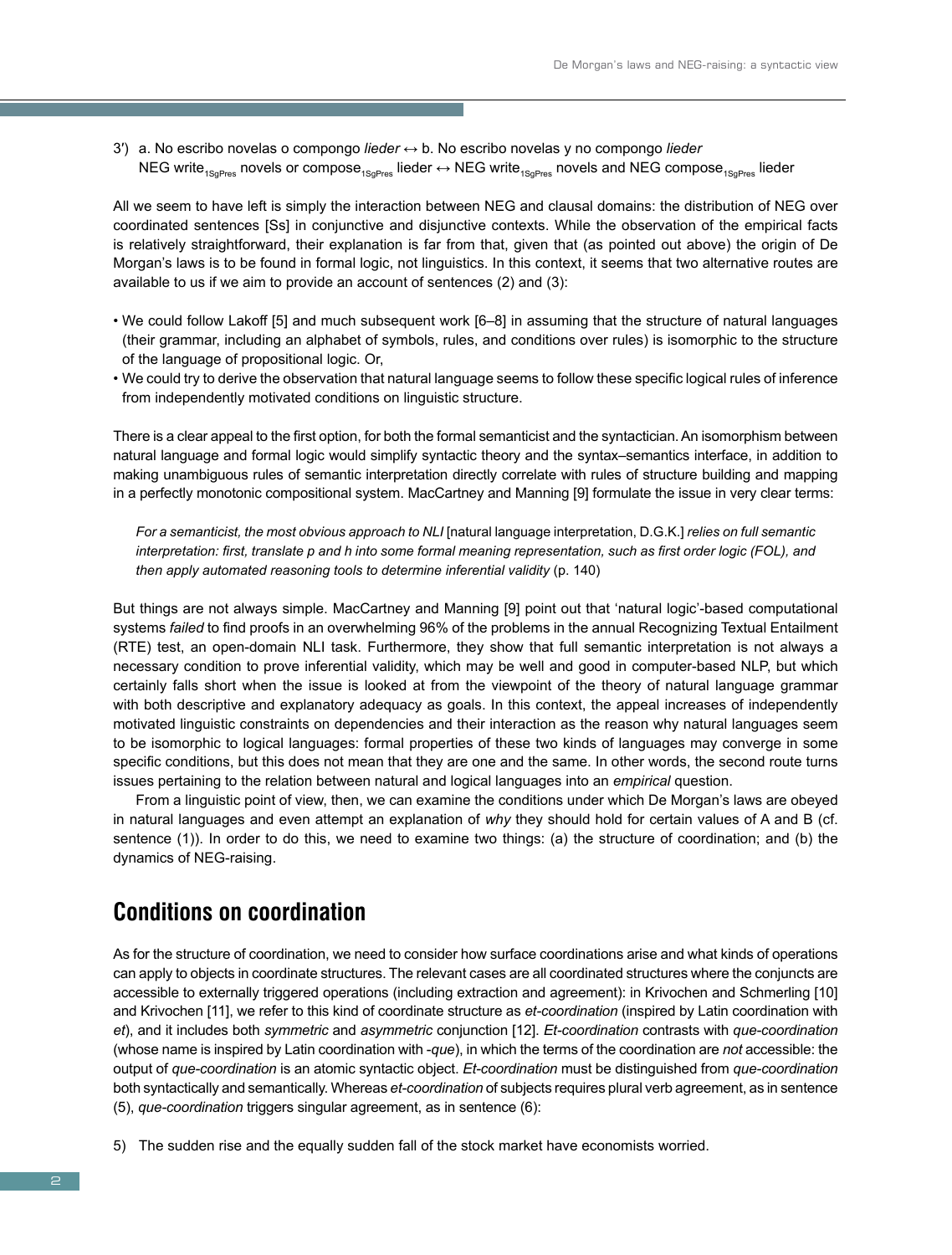3′) a. No escribo novelas o compongo *lieder* ↔ b. No escribo novelas y no compongo *lieder*
NEG write$_{1SgPres}$ novels or compose$_{1SgPres}$ lieder ↔ NEG write$_{1SgPres}$ novels and NEG compose$_{1SgPres}$ lieder

All we seem to have left is simply the interaction between NEG and clausal domains: the distribution of NEG over coordinated sentences [Ss] in conjunctive and disjunctive contexts. While the observation of the empirical facts is relatively straightforward, their explanation is far from that, given that (as pointed out above) the origin of De Morgan's laws is to be found in formal logic, not linguistics. In this context, it seems that two alternative routes are available to us if we aim to provide an account of sentences (2) and (3):

- We could follow Lakoff [5] and much subsequent work [6–8] in assuming that the structure of natural languages (their grammar, including an alphabet of symbols, rules, and conditions over rules) is isomorphic to the structure of the language of propositional logic. Or,
- We could try to derive the observation that natural language seems to follow these specific logical rules of inference from independently motivated conditions on linguistic structure.

There is a clear appeal to the first option, for both the formal semanticist and the syntactician. An isomorphism between natural language and formal logic would simplify syntactic theory and the syntax–semantics interface, in addition to making unambiguous rules of semantic interpretation directly correlate with rules of structure building and mapping in a perfectly monotonic compositional system. MacCartney and Manning [9] formulate the issue in very clear terms:

> *For a semanticist, the most obvious approach to NLI* [natural language interpretation, D.G.K.] *relies on full semantic interpretation: first, translate p and h into some formal meaning representation, such as first order logic (FOL), and then apply automated reasoning tools to determine inferential validity* (p. 140)

But things are not always simple. MacCartney and Manning [9] point out that 'natural logic'-based computational systems *failed* to find proofs in an overwhelming 96% of the problems in the annual Recognizing Textual Entailment (RTE) test, an open-domain NLI task. Furthermore, they show that full semantic interpretation is not always a necessary condition to prove inferential validity, which may be well and good in computer-based NLP, but which certainly falls short when the issue is looked at from the viewpoint of the theory of natural language grammar with both descriptive and explanatory adequacy as goals. In this context, the appeal increases of independently motivated linguistic constraints on dependencies and their interaction as the reason why natural languages seem to be isomorphic to logical languages: formal properties of these two kinds of languages may converge in some specific conditions, but this does not mean that they are one and the same. In other words, the second route turns issues pertaining to the relation between natural and logical languages into an *empirical* question.

From a linguistic point of view, then, we can examine the conditions under which De Morgan's laws are obeyed in natural languages and even attempt an explanation of *why* they should hold for certain values of A and B (cf. sentence (1)). In order to do this, we need to examine two things: (a) the structure of coordination; and (b) the dynamics of NEG-raising.

## Conditions on coordination

As for the structure of coordination, we need to consider how surface coordinations arise and what kinds of operations can apply to objects in coordinate structures. The relevant cases are all coordinated structures where the conjuncts are accessible to externally triggered operations (including extraction and agreement): in Krivochen and Schmerling [10] and Krivochen [11], we refer to this kind of coordinate structure as *et-coordination* (inspired by Latin coordination with *et*), and it includes both *symmetric* and *asymmetric* conjunction [12]. *Et-coordination* contrasts with *que-coordination* (whose name is inspired by Latin coordination with *-que*), in which the terms of the coordination are *not* accessible: the output of *que-coordination* is an atomic syntactic object. *Et-coordination* must be distinguished from *que-coordination* both syntactically and semantically. Whereas *et-coordination* of subjects requires plural verb agreement, as in sentence (5), *que-coordination* triggers singular agreement, as in sentence (6):

5) The sudden rise and the equally sudden fall of the stock market have economists worried.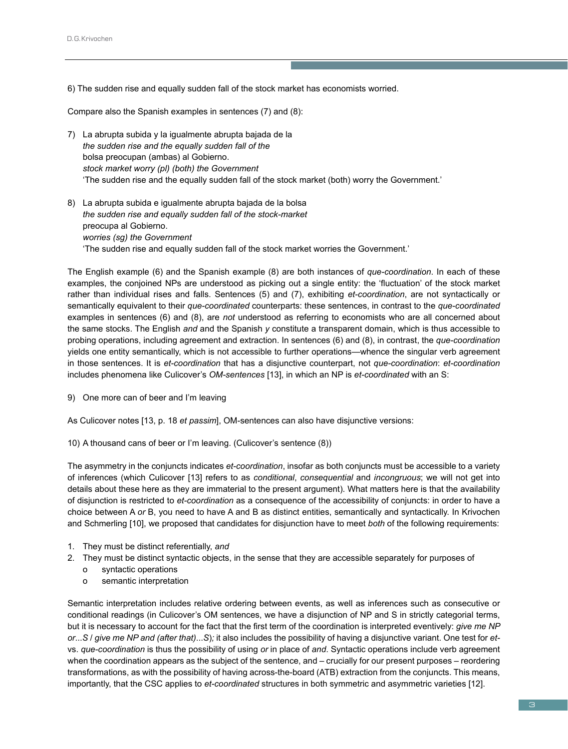6) The sudden rise and equally sudden fall of the stock market has economists worried.

Compare also the Spanish examples in sentences (7) and (8):

7) La abrupta subida y la igualmente abrupta bajada de la  
*the sudden rise and the equally sudden fall of the*  
bolsa preocupan (ambas) al Gobierno.  
*stock market worry (pl) (both) the Government*  
'The sudden rise and the equally sudden fall of the stock market (both) worry the Government.'

8) La abrupta subida e igualmente abrupta bajada de la bolsa  
*the sudden rise and equally sudden fall of the stock-market*  
preocupa al Gobierno.  
*worries (sg) the Government*  
'The sudden rise and equally sudden fall of the stock market worries the Government.'

The English example (6) and the Spanish example (8) are both instances of *que-coordination*. In each of these examples, the conjoined NPs are understood as picking out a single entity: the 'fluctuation' of the stock market rather than individual rises and falls. Sentences (5) and (7), exhibiting *et-coordination*, are not syntactically or semantically equivalent to their *que-coordinated* counterparts: these sentences, in contrast to the *que-coordinated* examples in sentences (6) and (8), are *not* understood as referring to economists who are all concerned about the same stocks. The English *and* and the Spanish *y* constitute a transparent domain, which is thus accessible to probing operations, including agreement and extraction. In sentences (6) and (8), in contrast, the *que-coordination* yields one entity semantically, which is not accessible to further operations—whence the singular verb agreement in those sentences. It is *et-coordination* that has a disjunctive counterpart, not *que-coordination*: *et-coordination* includes phenomena like Culicover's *OM-sentences* [13], in which an NP is *et-coordinated* with an S:

9) One more can of beer and I'm leaving

As Culicover notes [13, p. 18 *et passim*], OM-sentences can also have disjunctive versions:

10) A thousand cans of beer or I'm leaving. (Culicover's sentence (8))

The asymmetry in the conjuncts indicates *et-coordination*, insofar as both conjuncts must be accessible to a variety of inferences (which Culicover [13] refers to as *conditional*, *consequential* and *incongruous*; we will not get into details about these here as they are immaterial to the present argument). What matters here is that the availability of disjunction is restricted to *et-coordination* as a consequence of the accessibility of conjuncts: in order to have a choice between A *or* B, you need to have A and B as distinct entities, semantically and syntactically. In Krivochen and Schmerling [10], we proposed that candidates for disjunction have to meet *both* of the following requirements:

1. They must be distinct referentially, *and*
2. They must be distinct syntactic objects, in the sense that they are accessible separately for purposes of
   - syntactic operations
   - semantic interpretation

Semantic interpretation includes relative ordering between events, as well as inferences such as consecutive or conditional readings (in Culicover's OM sentences, we have a disjunction of NP and S in strictly categorial terms, but it is necessary to account for the fact that the first term of the coordination is interpreted eventively: *give me NP or...S* / *give me NP and (after that)...S*)*;* it also includes the possibility of having a disjunctive variant. One test for *et-* vs. *que-coordination* is thus the possibility of using *or* in place of *and*. Syntactic operations include verb agreement when the coordination appears as the subject of the sentence, and – crucially for our present purposes – reordering transformations, as with the possibility of having across-the-board (ATB) extraction from the conjuncts. This means, importantly, that the CSC applies to *et-coordinated* structures in both symmetric and asymmetric varieties [12].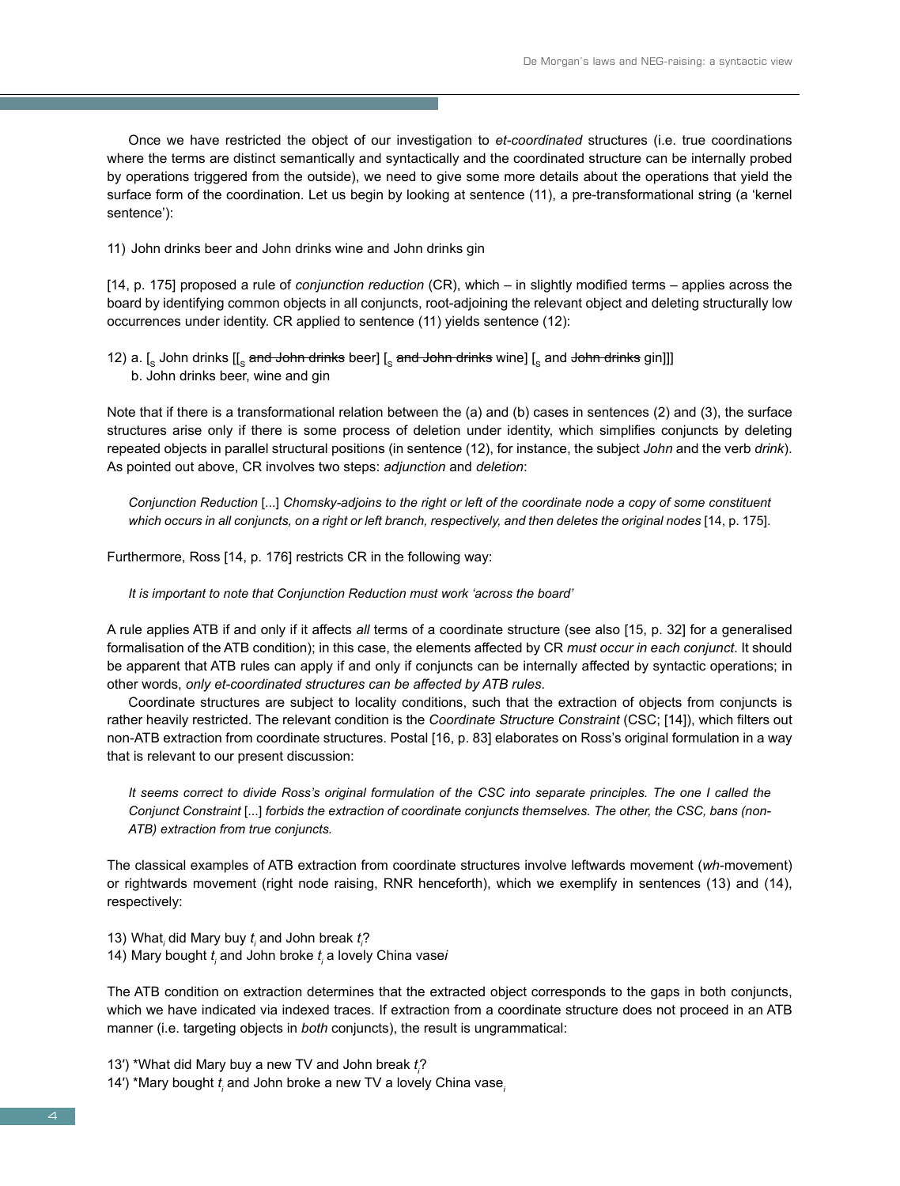Once we have restricted the object of our investigation to *et-coordinated* structures (i.e. true coordinations where the terms are distinct semantically and syntactically and the coordinated structure can be internally probed by operations triggered from the outside), we need to give some more details about the operations that yield the surface form of the coordination. Let us begin by looking at sentence (11), a pre-transformational string (a 'kernel sentence'):

11) John drinks beer and John drinks wine and John drinks gin

[14, p. 175] proposed a rule of *conjunction reduction* (CR), which – in slightly modified terms – applies across the board by identifying common objects in all conjuncts, root-adjoining the relevant object and deleting structurally low occurrences under identity. CR applied to sentence (11) yields sentence (12):

12) a. [$_S$ John drinks [[$_S$ ~~and John drinks~~ beer] [$_S$ ~~and John drinks~~ wine] [$_S$ and ~~John drinks~~ gin]]]
    b. John drinks beer, wine and gin

Note that if there is a transformational relation between the (a) and (b) cases in sentences (2) and (3), the surface structures arise only if there is some process of deletion under identity, which simplifies conjuncts by deleting repeated objects in parallel structural positions (in sentence (12), for instance, the subject *John* and the verb *drink*). As pointed out above, CR involves two steps: *adjunction* and *deletion*:

> *Conjunction Reduction* [...] *Chomsky-adjoins to the right or left of the coordinate node a copy of some constituent which occurs in all conjuncts, on a right or left branch, respectively, and then deletes the original nodes* [14, p. 175].

Furthermore, Ross [14, p. 176] restricts CR in the following way:

> *It is important to note that Conjunction Reduction must work 'across the board'*

A rule applies ATB if and only if it affects *all* terms of a coordinate structure (see also [15, p. 32] for a generalised formalisation of the ATB condition); in this case, the elements affected by CR *must occur in each conjunct*. It should be apparent that ATB rules can apply if and only if conjuncts can be internally affected by syntactic operations; in other words, *only et-coordinated structures can be affected by ATB rules*.

Coordinate structures are subject to locality conditions, such that the extraction of objects from conjuncts is rather heavily restricted. The relevant condition is the *Coordinate Structure Constraint* (CSC; [14]), which filters out non-ATB extraction from coordinate structures. Postal [16, p. 83] elaborates on Ross's original formulation in a way that is relevant to our present discussion:

> *It seems correct to divide Ross's original formulation of the CSC into separate principles. The one I called the Conjunct Constraint* [...] *forbids the extraction of coordinate conjuncts themselves. The other, the CSC, bans (non-ATB) extraction from true conjuncts.*

The classical examples of ATB extraction from coordinate structures involve leftwards movement (*wh*-movement) or rightwards movement (right node raising, RNR henceforth), which we exemplify in sentences (13) and (14), respectively:

13) What$_i$ did Mary buy $t_i$ and John break $t_i$?
14) Mary bought $t_i$ and John broke $t_i$ a lovely China vase$_i$

The ATB condition on extraction determines that the extracted object corresponds to the gaps in both conjuncts, which we have indicated via indexed traces. If extraction from a coordinate structure does not proceed in an ATB manner (i.e. targeting objects in *both* conjuncts), the result is ungrammatical:

13') *What did Mary buy a new TV and John break $t_i$?
14') *Mary bought $t_i$ and John broke a new TV a lovely China vase$_i$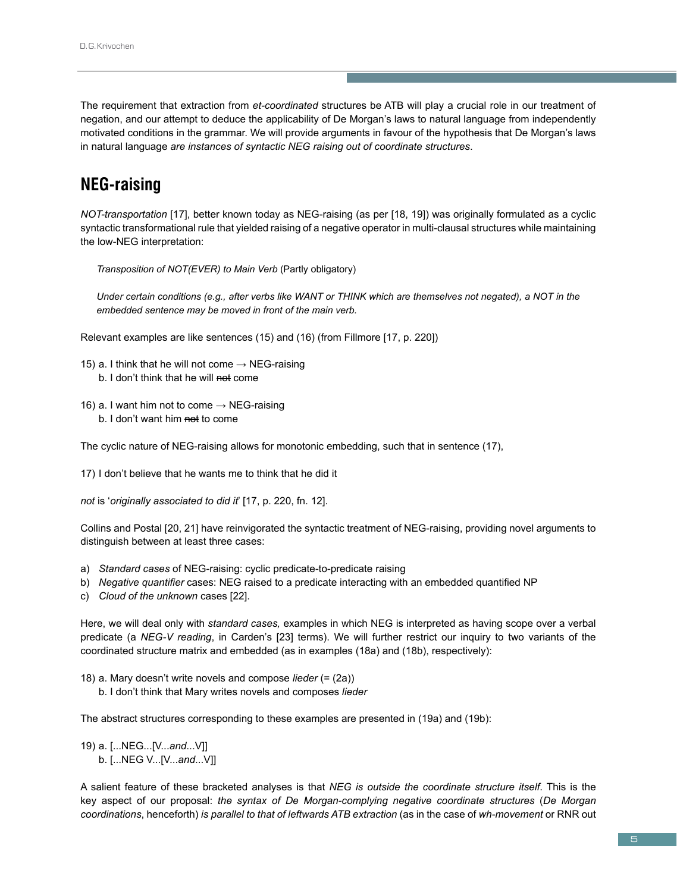The requirement that extraction from *et-coordinated* structures be ATB will play a crucial role in our treatment of negation, and our attempt to deduce the applicability of De Morgan's laws to natural language from independently motivated conditions in the grammar. We will provide arguments in favour of the hypothesis that De Morgan's laws in natural language *are instances of syntactic NEG raising out of coordinate structures*.

## NEG-raising

*NOT-transportation* [17], better known today as NEG-raising (as per [18, 19]) was originally formulated as a cyclic syntactic transformational rule that yielded raising of a negative operator in multi-clausal structures while maintaining the low-NEG interpretation:

> *Transposition of NOT(EVER) to Main Verb* (Partly obligatory)
>
> *Under certain conditions (e.g., after verbs like WANT or THINK which are themselves not negated), a NOT in the embedded sentence may be moved in front of the main verb.*

Relevant examples are like sentences (15) and (16) (from Fillmore [17, p. 220])

15) a. I think that he will not come → NEG-raising
    b. I don't think that he will ~~not~~ come

16) a. I want him not to come → NEG-raising
    b. I don't want him ~~not~~ to come

The cyclic nature of NEG-raising allows for monotonic embedding, such that in sentence (17),

17) I don't believe that he wants me to think that he did it

*not* is '*originally associated to did it*' [17, p. 220, fn. 12].

Collins and Postal [20, 21] have reinvigorated the syntactic treatment of NEG-raising, providing novel arguments to distinguish between at least three cases:

a) *Standard cases* of NEG-raising: cyclic predicate-to-predicate raising
b) *Negative quantifier* cases: NEG raised to a predicate interacting with an embedded quantified NP
c) *Cloud of the unknown* cases [22].

Here, we will deal only with *standard cases,* examples in which NEG is interpreted as having scope over a verbal predicate (a *NEG-V reading*, in Carden's [23] terms). We will further restrict our inquiry to two variants of the coordinated structure matrix and embedded (as in examples (18a) and (18b), respectively):

18) a. Mary doesn't write novels and compose *lieder* (= (2a))
    b. I don't think that Mary writes novels and composes *lieder*

The abstract structures corresponding to these examples are presented in (19a) and (19b):

19) a. [...NEG...[V...*and*...V]]
    b. [...NEG V...[V...*and*...V]]

A salient feature of these bracketed analyses is that *NEG is outside the coordinate structure itself*. This is the key aspect of our proposal: *the syntax of De Morgan-complying negative coordinate structures* (*De Morgan coordinations*, henceforth) *is parallel to that of leftwards ATB extraction* (as in the case of *wh-movement* or RNR out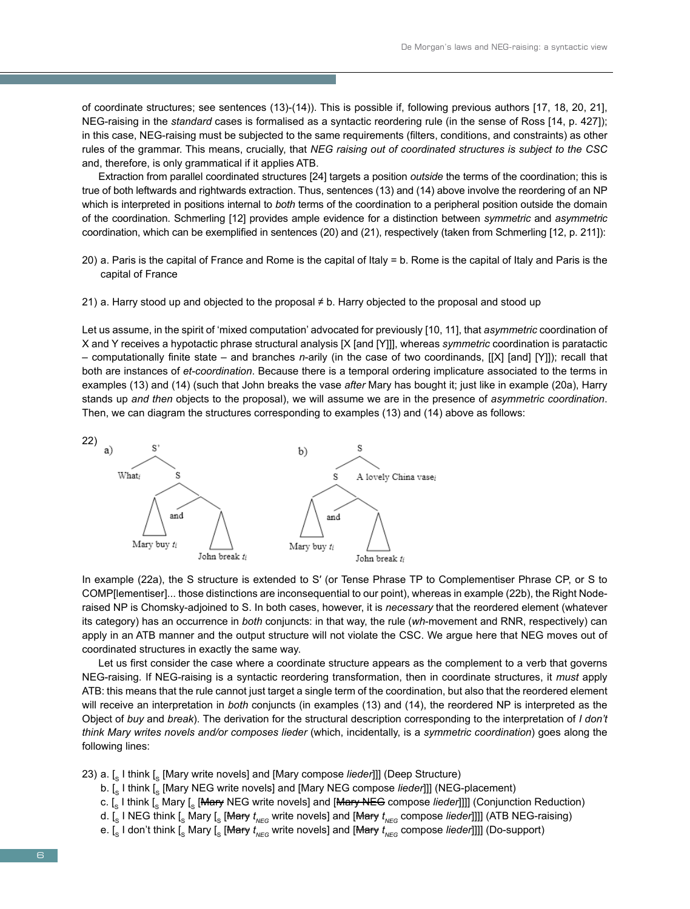of coordinate structures; see sentences (13)-(14)). This is possible if, following previous authors [17, 18, 20, 21], NEG-raising in the *standard* cases is formalised as a syntactic reordering rule (in the sense of Ross [14, p. 427]); in this case, NEG-raising must be subjected to the same requirements (filters, conditions, and constraints) as other rules of the grammar. This means, crucially, that *NEG raising out of coordinated structures is subject to the CSC* and, therefore, is only grammatical if it applies ATB.

Extraction from parallel coordinated structures [24] targets a position *outside* the terms of the coordination; this is true of both leftwards and rightwards extraction. Thus, sentences (13) and (14) above involve the reordering of an NP which is interpreted in positions internal to *both* terms of the coordination to a peripheral position outside the domain of the coordination. Schmerling [12] provides ample evidence for a distinction between *symmetric* and *asymmetric* coordination, which can be exemplified in sentences (20) and (21), respectively (taken from Schmerling [12, p. 211]):

20) a. Paris is the capital of France and Rome is the capital of Italy = b. Rome is the capital of Italy and Paris is the capital of France

21) a. Harry stood up and objected to the proposal ≠ b. Harry objected to the proposal and stood up

Let us assume, in the spirit of 'mixed computation' advocated for previously [10, 11], that *asymmetric* coordination of X and Y receives a hypotactic phrase structural analysis [X [and [Y]]], whereas *symmetric* coordination is paratactic – computationally finite state – and branches *n*-arily (in the case of two coordinands, [[X] [and] [Y]]); recall that both are instances of *et-coordination*. Because there is a temporal ordering implicature associated to the terms in examples (13) and (14) (such that John breaks the vase *after* Mary has bought it; just like in example (20a), Harry stands up *and then* objects to the proposal), we will assume we are in the presence of *asymmetric coordination*. Then, we can diagram the structures corresponding to examples (13) and (14) above as follows:

22) a) [S' What$_i$ [S [Mary buy $t_i$] [and [John break $t_i$]]]]

b) [S [S [Mary buy $t_i$] [and [John break $t_i$]]] A lovely China vase$_i$]

In example (22a), the S structure is extended to S′ (or Tense Phrase TP to Complementiser Phrase CP, or S to COMP[lementiser]... those distinctions are inconsequential to our point), whereas in example (22b), the Right Node-raised NP is Chomsky-adjoined to S. In both cases, however, it is *necessary* that the reordered element (whatever its category) has an occurrence in *both* conjuncts: in that way, the rule (*wh*-movement and RNR, respectively) can apply in an ATB manner and the output structure will not violate the CSC. We argue here that NEG moves out of coordinated structures in exactly the same way.

Let us first consider the case where a coordinate structure appears as the complement to a verb that governs NEG-raising. If NEG-raising is a syntactic reordering transformation, then in coordinate structures, it *must* apply ATB: this means that the rule cannot just target a single term of the coordination, but also that the reordered element will receive an interpretation in *both* conjuncts (in examples (13) and (14), the reordered NP is interpreted as the Object of *buy* and *break*). The derivation for the structural description corresponding to the interpretation of *I don't think Mary writes novels and/or composes lieder* (which, incidentally, is a *symmetric coordination*) goes along the following lines:

23) a. [$_S$ I think [$_S$ [Mary write novels] and [Mary compose *lieder*]]] (Deep Structure)
   b. [$_S$ I think [$_S$ [Mary NEG write novels] and [Mary NEG compose *lieder*]]] (NEG-placement)
   c. [$_S$ I think [$_S$ Mary [$_S$ [~~Mary~~ NEG write novels] and [~~Mary NEG~~ compose *lieder*]]]] (Conjunction Reduction)
   d. [$_S$ I NEG think [$_S$ Mary [$_S$ [~~Mary~~ $t_{NEG}$ write novels] and [~~Mary~~ $t_{NEG}$ compose *lieder*]]]] (ATB NEG-raising)
   e. [$_S$ I don't think [$_S$ Mary [$_S$ [~~Mary~~ $t_{NEG}$ write novels] and [~~Mary~~ $t_{NEG}$ compose *lieder*]]]] (Do-support)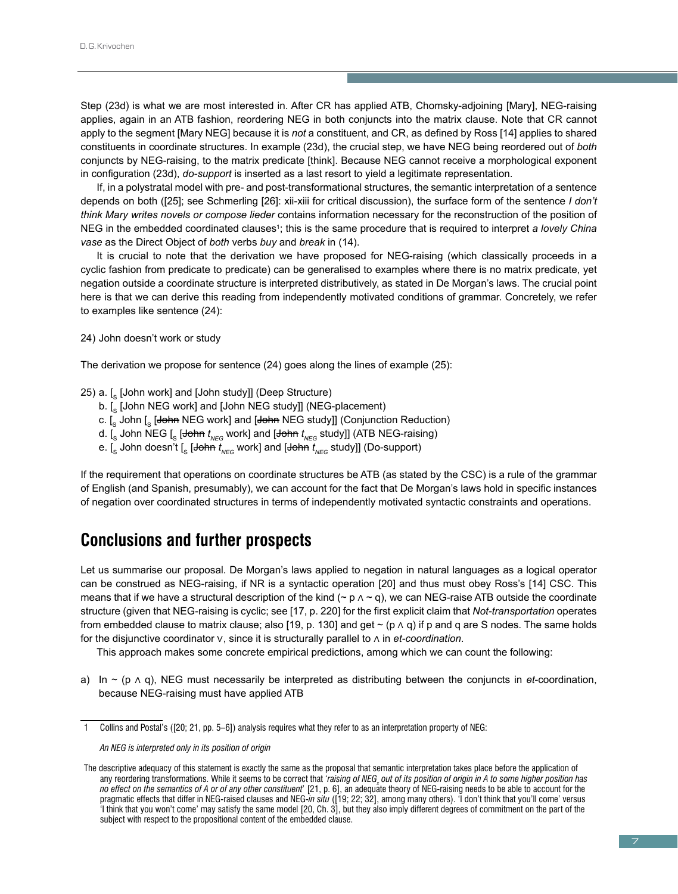Step (23d) is what we are most interested in. After CR has applied ATB, Chomsky-adjoining [Mary], NEG-raising applies, again in an ATB fashion, reordering NEG in both conjuncts into the matrix clause. Note that CR cannot apply to the segment [Mary NEG] because it is *not* a constituent, and CR, as defined by Ross [14] applies to shared constituents in coordinate structures. In example (23d), the crucial step, we have NEG being reordered out of *both* conjuncts by NEG-raising, to the matrix predicate [think]. Because NEG cannot receive a morphological exponent in configuration (23d), *do-support* is inserted as a last resort to yield a legitimate representation.

If, in a polystratal model with pre- and post-transformational structures, the semantic interpretation of a sentence depends on both ([25]; see Schmerling [26]: xii-xiii for critical discussion), the surface form of the sentence *I don't think Mary writes novels or compose lieder* contains information necessary for the reconstruction of the position of NEG in the embedded coordinated clauses[1]; this is the same procedure that is required to interpret *a lovely China vase* as the Direct Object of *both* verbs *buy* and *break* in (14).

It is crucial to note that the derivation we have proposed for NEG-raising (which classically proceeds in a cyclic fashion from predicate to predicate) can be generalised to examples where there is no matrix predicate, yet negation outside a coordinate structure is interpreted distributively, as stated in De Morgan's laws. The crucial point here is that we can derive this reading from independently motivated conditions of grammar. Concretely, we refer to examples like sentence (24):

24) John doesn't work or study

The derivation we propose for sentence (24) goes along the lines of example (25):

25) a. $[_S$ [John work] and [John study]] (Deep Structure)
  b. $[_S$ [John NEG work] and [John NEG study]] (NEG-placement)
  c. $[_S$ John $[_S$ [~~John~~ NEG work] and [~~John~~ NEG study]] (Conjunction Reduction)
  d. $[_S$ John NEG $[_S$ [~~John~~ $t_{NEG}$ work] and [~~John~~ $t_{NEG}$ study]] (ATB NEG-raising)
  e. $[_S$ John doesn't $[_S$ [~~John~~ $t_{NEG}$ work] and [~~John~~ $t_{NEG}$ study]] (Do-support)

If the requirement that operations on coordinate structures be ATB (as stated by the CSC) is a rule of the grammar of English (and Spanish, presumably), we can account for the fact that De Morgan's laws hold in specific instances of negation over coordinated structures in terms of independently motivated syntactic constraints and operations.

## Conclusions and further prospects

Let us summarise our proposal. De Morgan's laws applied to negation in natural languages as a logical operator can be construed as NEG-raising, if NR is a syntactic operation [20] and thus must obey Ross's [14] CSC. This means that if we have a structural description of the kind $(\sim p \wedge \sim q)$, we can NEG-raise ATB outside the coordinate structure (given that NEG-raising is cyclic; see [17, p. 220] for the first explicit claim that *Not-transportation* operates from embedded clause to matrix clause; also [19, p. 130] and get $\sim (p \wedge q)$ if p and q are S nodes. The same holds for the disjunctive coordinator $\vee$, since it is structurally parallel to $\wedge$ in *et-coordination*.

This approach makes some concrete empirical predictions, among which we can count the following:

a) In $\sim (p \wedge q)$, NEG must necessarily be interpreted as distributing between the conjuncts in *et*-coordination, because NEG-raising must have applied ATB

---

1 Collins and Postal's ([20; 21, pp. 5–6]) analysis requires what they refer to as an interpretation property of NEG:

*An NEG is interpreted only in its position of origin*

The descriptive adequacy of this statement is exactly the same as the proposal that semantic interpretation takes place before the application of any reordering transformations. While it seems to be correct that '*raising of NEG$_x$ out of its position of origin in A to some higher position has no effect on the semantics of A or of any other constituent*' [21, p. 6], an adequate theory of NEG-raising needs to be able to account for the pragmatic effects that differ in NEG-raised clauses and NEG-*in situ* ([19; 22; 32], among many others). 'I don't think that you'll come' versus 'I think that you won't come' may satisfy the same model [20, Ch. 3], but they also imply different degrees of commitment on the part of the subject with respect to the propositional content of the embedded clause.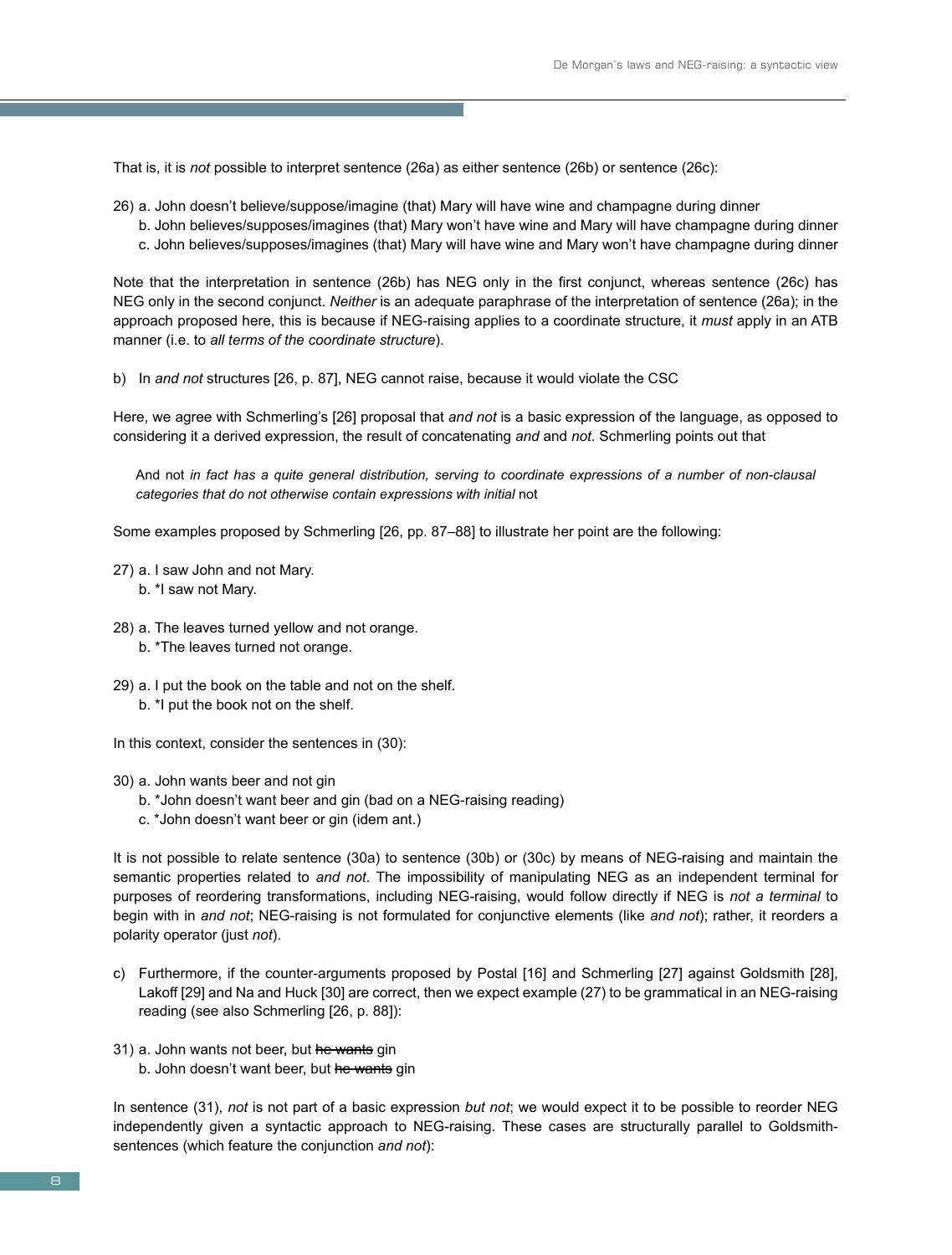That is, it is *not* possible to interpret sentence (26a) as either sentence (26b) or sentence (26c):

26) a. John doesn't believe/suppose/imagine (that) Mary will have wine and champagne during dinner
    b. John believes/supposes/imagines (that) Mary won't have wine and Mary will have champagne during dinner
    c. John believes/supposes/imagines (that) Mary will have wine and Mary won't have champagne during dinner

Note that the interpretation in sentence (26b) has NEG only in the first conjunct, whereas sentence (26c) has NEG only in the second conjunct. *Neither* is an adequate paraphrase of the interpretation of sentence (26a); in the approach proposed here, this is because if NEG-raising applies to a coordinate structure, it *must* apply in an ATB manner (i.e. to *all terms of the coordinate structure*).

b) In *and not* structures [26, p. 87], NEG cannot raise, because it would violate the CSC

Here, we agree with Schmerling's [26] proposal that *and not* is a basic expression of the language, as opposed to considering it a derived expression, the result of concatenating *and* and *not*. Schmerling points out that

> And not *in fact has a quite general distribution, serving to coordinate expressions of a number of non-clausal categories that do not otherwise contain expressions with initial* not

Some examples proposed by Schmerling [26, pp. 87–88] to illustrate her point are the following:

27) a. I saw John and not Mary.
    b. *I saw not Mary.

28) a. The leaves turned yellow and not orange.
    b. *The leaves turned not orange.

29) a. I put the book on the table and not on the shelf.
    b. *I put the book not on the shelf.

In this context, consider the sentences in (30):

30) a. John wants beer and not gin
    b. *John doesn't want beer and gin (bad on a NEG-raising reading)
    c. *John doesn't want beer or gin (idem ant.)

It is not possible to relate sentence (30a) to sentence (30b) or (30c) by means of NEG-raising and maintain the semantic properties related to *and not*. The impossibility of manipulating NEG as an independent terminal for purposes of reordering transformations, including NEG-raising, would follow directly if NEG is *not a terminal* to begin with in *and not*; NEG-raising is not formulated for conjunctive elements (like *and not*); rather, it reorders a polarity operator (just *not*).

c) Furthermore, if the counter-arguments proposed by Postal [16] and Schmerling [27] against Goldsmith [28], Lakoff [29] and Na and Huck [30] are correct, then we expect example (27) to be grammatical in an NEG-raising reading (see also Schmerling [26, p. 88]):

31) a. John wants not beer, but ~~he wants~~ gin
    b. John doesn't want beer, but ~~he wants~~ gin

In sentence (31), *not* is not part of a basic expression *but not*; we would expect it to be possible to reorder NEG independently given a syntactic approach to NEG-raising. These cases are structurally parallel to Goldsmith-sentences (which feature the conjunction *and not*):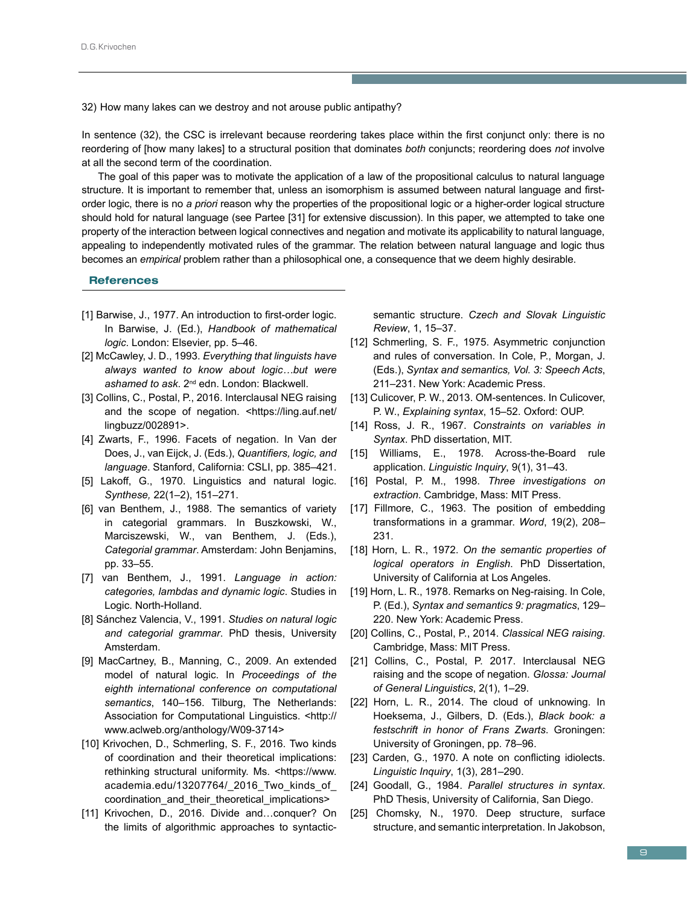32) How many lakes can we destroy and not arouse public antipathy?

In sentence (32), the CSC is irrelevant because reordering takes place within the first conjunct only: there is no reordering of [how many lakes] to a structural position that dominates *both* conjuncts; reordering does *not* involve at all the second term of the coordination.

The goal of this paper was to motivate the application of a law of the propositional calculus to natural language structure. It is important to remember that, unless an isomorphism is assumed between natural language and first-order logic, there is no *a priori* reason why the properties of the propositional logic or a higher-order logical structure should hold for natural language (see Partee [31] for extensive discussion). In this paper, we attempted to take one property of the interaction between logical connectives and negation and motivate its applicability to natural language, appealing to independently motivated rules of the grammar. The relation between natural language and logic thus becomes an *empirical* problem rather than a philosophical one, a consequence that we deem highly desirable.

## References

[1] Barwise, J., 1977. An introduction to first-order logic. In Barwise, J. (Ed.), *Handbook of mathematical logic*. London: Elsevier, pp. 5–46.

[2] McCawley, J. D., 1993. *Everything that linguists have always wanted to know about logic…but were ashamed to ask*. 2nd edn. London: Blackwell.

[3] Collins, C., Postal, P., 2016. Interclausal NEG raising and the scope of negation. <https://ling.auf.net/lingbuzz/002891>.

[4] Zwarts, F., 1996. Facets of negation. In Van der Does, J., van Eijck, J. (Eds.), *Quantifiers, logic, and language*. Stanford, California: CSLI, pp. 385–421.

[5] Lakoff, G., 1970. Linguistics and natural logic. *Synthese,* 22(1–2), 151–271.

[6] van Benthem, J., 1988. The semantics of variety in categorial grammars. In Buszkowski, W., Marciszewski, W., van Benthem, J. (Eds.), *Categorial grammar*. Amsterdam: John Benjamins, pp. 33–55.

[7] van Benthem, J., 1991. *Language in action: categories, lambdas and dynamic logic*. Studies in Logic. North-Holland.

[8] Sánchez Valencia, V., 1991. *Studies on natural logic and categorial grammar*. PhD thesis, University Amsterdam.

[9] MacCartney, B., Manning, C., 2009. An extended model of natural logic. In *Proceedings of the eighth international conference on computational semantics*, 140–156. Tilburg, The Netherlands: Association for Computational Linguistics. <http://www.aclweb.org/anthology/W09-3714>

[10] Krivochen, D., Schmerling, S. F., 2016. Two kinds of coordination and their theoretical implications: rethinking structural uniformity. Ms. <https://www.academia.edu/13207764/_2016_Two_kinds_of_coordination_and_their_theoretical_implications>

[11] Krivochen, D., 2016. Divide and…conquer? On the limits of algorithmic approaches to syntactic-semantic structure. *Czech and Slovak Linguistic Review*, 1, 15–37.

[12] Schmerling, S. F., 1975. Asymmetric conjunction and rules of conversation. In Cole, P., Morgan, J. (Eds.), *Syntax and semantics, Vol. 3: Speech Acts*, 211–231. New York: Academic Press.

[13] Culicover, P. W., 2013. OM-sentences. In Culicover, P. W., *Explaining syntax*, 15–52. Oxford: OUP.

[14] Ross, J. R., 1967. *Constraints on variables in Syntax*. PhD dissertation, MIT.

[15] Williams, E., 1978. Across-the-Board rule application. *Linguistic Inquiry*, 9(1), 31–43.

[16] Postal, P. M., 1998. *Three investigations on extraction.* Cambridge, Mass: MIT Press.

[17] Fillmore, C., 1963. The position of embedding transformations in a grammar. *Word*, 19(2), 208–231.

[18] Horn, L. R., 1972. *On the semantic properties of logical operators in English*. PhD Dissertation, University of California at Los Angeles.

[19] Horn, L. R., 1978. Remarks on Neg-raising. In Cole, P. (Ed.), *Syntax and semantics 9: pragmatics*, 129–220. New York: Academic Press.

[20] Collins, C., Postal, P., 2014. *Classical NEG raising*. Cambridge, Mass: MIT Press.

[21] Collins, C., Postal, P. 2017. Interclausal NEG raising and the scope of negation. *Glossa: Journal of General Linguistics*, 2(1), 1–29.

[22] Horn, L. R., 2014. The cloud of unknowing. In Hoeksema, J., Gilbers, D. (Eds.), *Black book: a festschrift in honor of Frans Zwarts*. Groningen: University of Groningen, pp. 78–96.

[23] Carden, G., 1970. A note on conflicting idiolects. *Linguistic Inquiry*, 1(3), 281–290.

[24] Goodall, G., 1984. *Parallel structures in syntax*. PhD Thesis, University of California, San Diego.

[25] Chomsky, N., 1970. Deep structure, surface structure, and semantic interpretation. In Jakobson,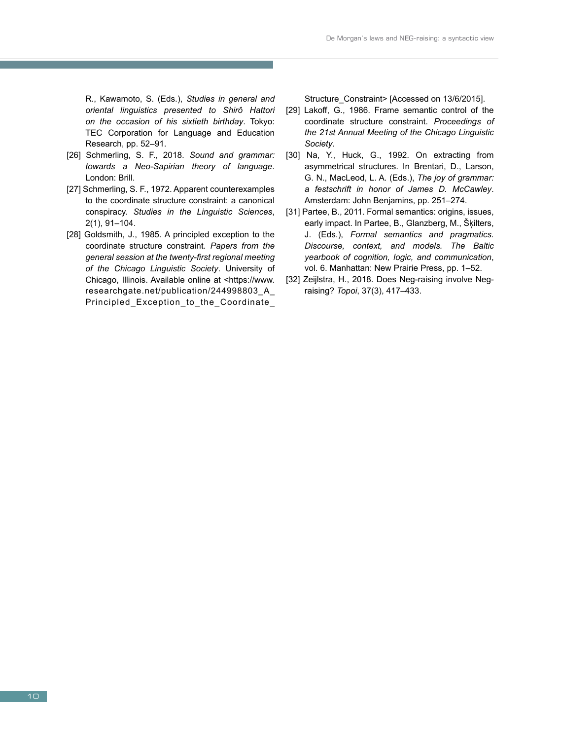R., Kawamoto, S. (Eds.), *Studies in general and oriental linguistics presented to Shirô Hattori on the occasion of his sixtieth birthday*. Tokyo: TEC Corporation for Language and Education Research, pp. 52–91.

[26] Schmerling, S. F., 2018. *Sound and grammar: towards a Neo-Sapirian theory of language*. London: Brill.

[27] Schmerling, S. F., 1972. Apparent counterexamples to the coordinate structure constraint: a canonical conspiracy. *Studies in the Linguistic Sciences*, 2(1), 91–104.

[28] Goldsmith, J., 1985. A principled exception to the coordinate structure constraint. *Papers from the general session at the twenty-first regional meeting of the Chicago Linguistic Society*. University of Chicago, Illinois. Available online at <https://www.researchgate.net/publication/244998803_A_Principled_Exception_to_the_Coordinate_Structure_Constraint> [Accessed on 13/6/2015].

[29] Lakoff, G., 1986. Frame semantic control of the coordinate structure constraint. *Proceedings of the 21st Annual Meeting of the Chicago Linguistic Society*.

[30] Na, Y., Huck, G., 1992. On extracting from asymmetrical structures. In Brentari, D., Larson, G. N., MacLeod, L. A. (Eds.), *The joy of grammar: a festschrift in honor of James D. McCawley*. Amsterdam: John Benjamins, pp. 251–274.

[31] Partee, B., 2011. Formal semantics: origins, issues, early impact. In Partee, B., Glanzberg, M., Šķilters, J. (Eds.), *Formal semantics and pragmatics. Discourse, context, and models. The Baltic yearbook of cognition, logic, and communication*, vol. 6. Manhattan: New Prairie Press, pp. 1–52.

[32] Zeijlstra, H., 2018. Does Neg-raising involve Neg-raising? *Topoi*, 37(3), 417–433.